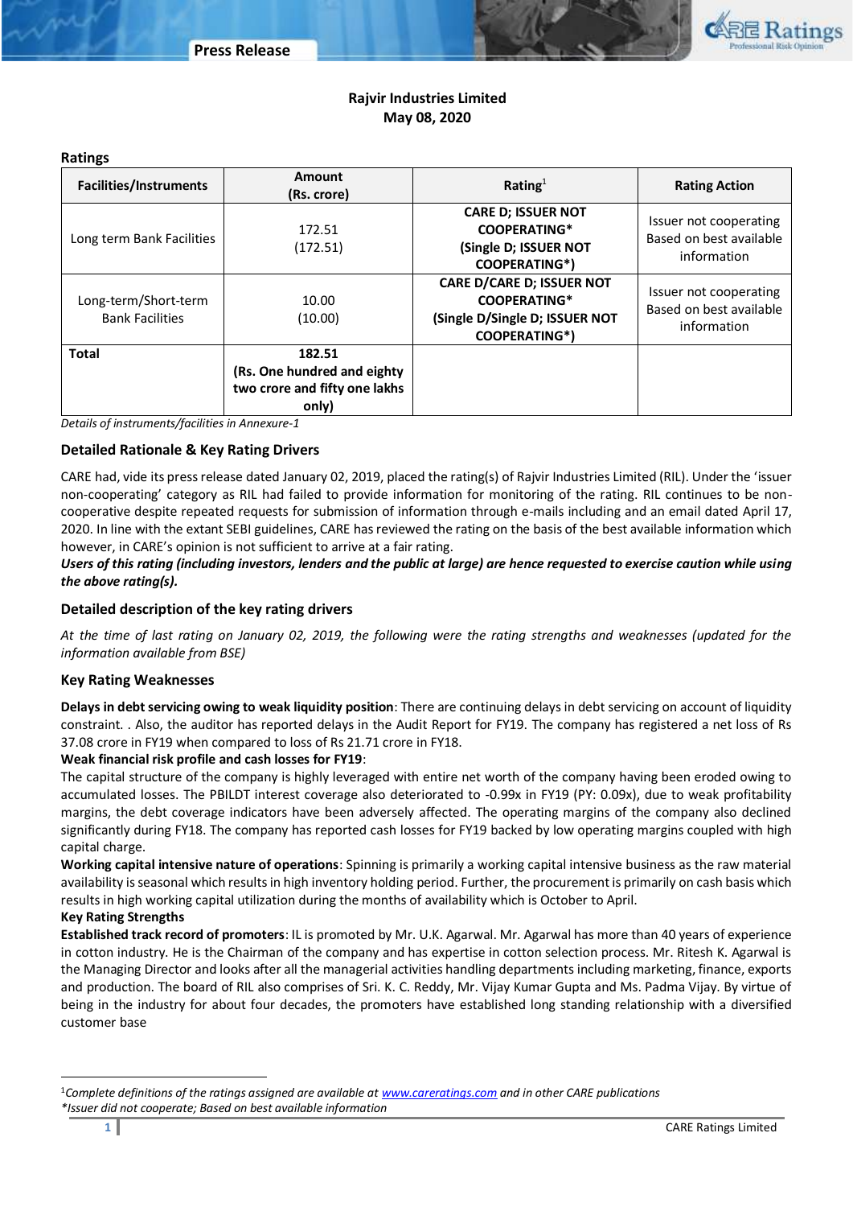# Rajvir Industries Limited

**May 08, 2020**

## Ratings

| Facilities/Instruments | Amount (Rs. crore) | Rating[1] | Rating Action |
|---|---|---|---|
| Long term Bank Facilities | 172.51 (172.51) | **CARE D; ISSUER NOT COOPERATING* (Single D; ISSUER NOT COOPERATING*)** | Issuer not cooperating Based on best available information |
| Long-term/Short-term Bank Facilities | 10.00 (10.00) | **CARE D/CARE D; ISSUER NOT COOPERATING* (Single D/Single D; ISSUER NOT COOPERATING*)** | Issuer not cooperating Based on best available information |
| **Total** | **182.51 (Rs. One hundred and eighty two crore and fifty one lakhs only)** | | |

*Details of instruments/facilities in Annexure-1*

## Detailed Rationale & Key Rating Drivers

CARE had, vide its press release dated January 02, 2019, placed the rating(s) of Rajvir Industries Limited (RIL). Under the 'issuer non-cooperating' category as RIL had failed to provide information for monitoring of the rating. RIL continues to be non-cooperative despite repeated requests for submission of information through e-mails including and an email dated April 17, 2020. In line with the extant SEBI guidelines, CARE has reviewed the rating on the basis of the best available information which however, in CARE's opinion is not sufficient to arrive at a fair rating.

***Users of this rating (including investors, lenders and the public at large) are hence requested to exercise caution while using the above rating(s).***

## Detailed description of the key rating drivers

*At the time of last rating on January 02, 2019, the following were the rating strengths and weaknesses (updated for the information available from BSE)*

### Key Rating Weaknesses

**Delays in debt servicing owing to weak liquidity position**: There are continuing delays in debt servicing on account of liquidity constraint. . Also, the auditor has reported delays in the Audit Report for FY19. The company has registered a net loss of Rs 37.08 crore in FY19 when compared to loss of Rs 21.71 crore in FY18.

**Weak financial risk profile and cash losses for FY19**:

The capital structure of the company is highly leveraged with entire net worth of the company having been eroded owing to accumulated losses. The PBILDT interest coverage also deteriorated to -0.99x in FY19 (PY: 0.09x), due to weak profitability margins, the debt coverage indicators have been adversely affected. The operating margins of the company also declined significantly during FY18. The company has reported cash losses for FY19 backed by low operating margins coupled with high capital charge.

**Working capital intensive nature of operations**: Spinning is primarily a working capital intensive business as the raw material availability is seasonal which results in high inventory holding period. Further, the procurement is primarily on cash basis which results in high working capital utilization during the months of availability which is October to April.

**Key Rating Strengths**

**Established track record of promoters**: IL is promoted by Mr. U.K. Agarwal. Mr. Agarwal has more than 40 years of experience in cotton industry. He is the Chairman of the company and has expertise in cotton selection process. Mr. Ritesh K. Agarwal is the Managing Director and looks after all the managerial activities handling departments including marketing, finance, exports and production. The board of RIL also comprises of Sri. K. C. Reddy, Mr. Vijay Kumar Gupta and Ms. Padma Vijay. By virtue of being in the industry for about four decades, the promoters have established long standing relationship with a diversified customer base

---

[1]*Complete definitions of the ratings assigned are available at www.careratings.com and in other CARE publications*

**Issuer did not cooperate; Based on best available information*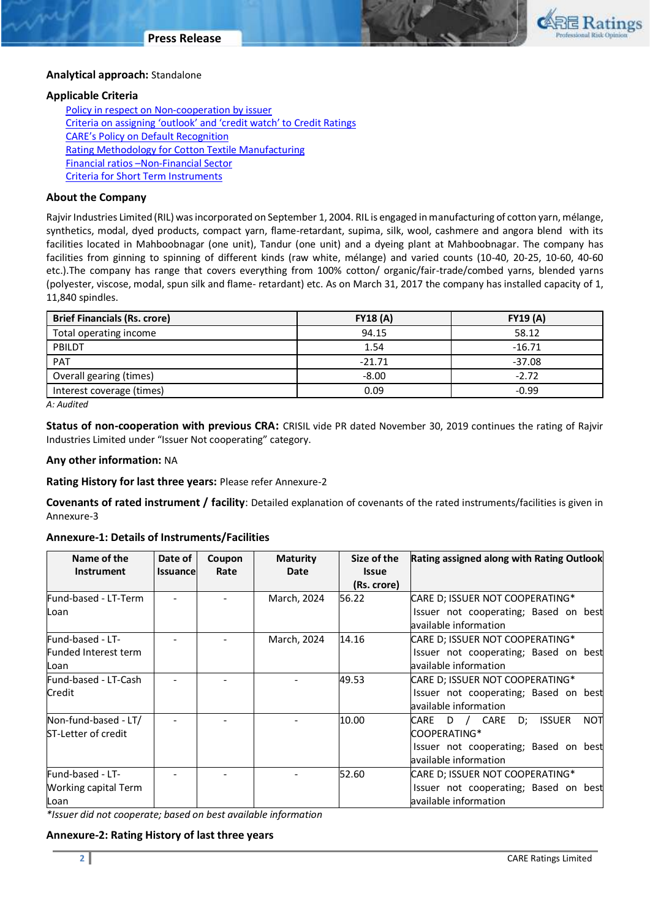**Analytical approach:** Standalone

**Applicable Criteria**

- Policy in respect on Non-cooperation by issuer
- Criteria on assigning 'outlook' and 'credit watch' to Credit Ratings
- CARE's Policy on Default Recognition
- Rating Methodology for Cotton Textile Manufacturing
- Financial ratios –Non-Financial Sector
- Criteria for Short Term Instruments

**About the Company**

Rajvir Industries Limited (RIL) was incorporated on September 1, 2004. RIL is engaged in manufacturing of cotton yarn, mélange, synthetics, modal, dyed products, compact yarn, flame-retardant, supima, silk, wool, cashmere and angora blend with its facilities located in Mahboobnagar (one unit), Tandur (one unit) and a dyeing plant at Mahboobnagar. The company has facilities from ginning to spinning of different kinds (raw white, mélange) and varied counts (10-40, 20-25, 10-60, 40-60 etc.).The company has range that covers everything from 100% cotton/ organic/fair-trade/combed yarns, blended yarns (polyester, viscose, modal, spun silk and flame- retardant) etc. As on March 31, 2017 the company has installed capacity of 1, 11,840 spindles.

| Brief Financials (Rs. crore) | FY18 (A) | FY19 (A) |
|---|---|---|
| Total operating income | 94.15 | 58.12 |
| PBILDT | 1.54 | -16.71 |
| PAT | -21.71 | -37.08 |
| Overall gearing (times) | -8.00 | -2.72 |
| Interest coverage (times) | 0.09 | -0.99 |

*A: Audited*

**Status of non-cooperation with previous CRA:** CRISIL vide PR dated November 30, 2019 continues the rating of Rajvir Industries Limited under "Issuer Not cooperating" category.

**Any other information:** NA

**Rating History for last three years:** Please refer Annexure-2

**Covenants of rated instrument / facility**: Detailed explanation of covenants of the rated instruments/facilities is given in Annexure-3

**Annexure-1: Details of Instruments/Facilities**

| Name of the Instrument | Date of Issuance | Coupon Rate | Maturity Date | Size of the Issue (Rs. crore) | Rating assigned along with Rating Outlook |
|---|---|---|---|---|---|
| Fund-based - LT-Term Loan | - | - | March, 2024 | 56.22 | CARE D; ISSUER NOT COOPERATING* Issuer not cooperating; Based on best available information |
| Fund-based - LT-Funded Interest term Loan | - | - | March, 2024 | 14.16 | CARE D; ISSUER NOT COOPERATING* Issuer not cooperating; Based on best available information |
| Fund-based - LT-Cash Credit | - | - | - | 49.53 | CARE D; ISSUER NOT COOPERATING* Issuer not cooperating; Based on best available information |
| Non-fund-based - LT/ ST-Letter of credit | - | - | - | 10.00 | CARE D / CARE D; ISSUER NOT COOPERATING* Issuer not cooperating; Based on best available information |
| Fund-based - LT-Working capital Term Loan | - | - | - | 52.60 | CARE D; ISSUER NOT COOPERATING* Issuer not cooperating; Based on best available information |

*\*Issuer did not cooperate; based on best available information*

**Annexure-2: Rating History of last three years**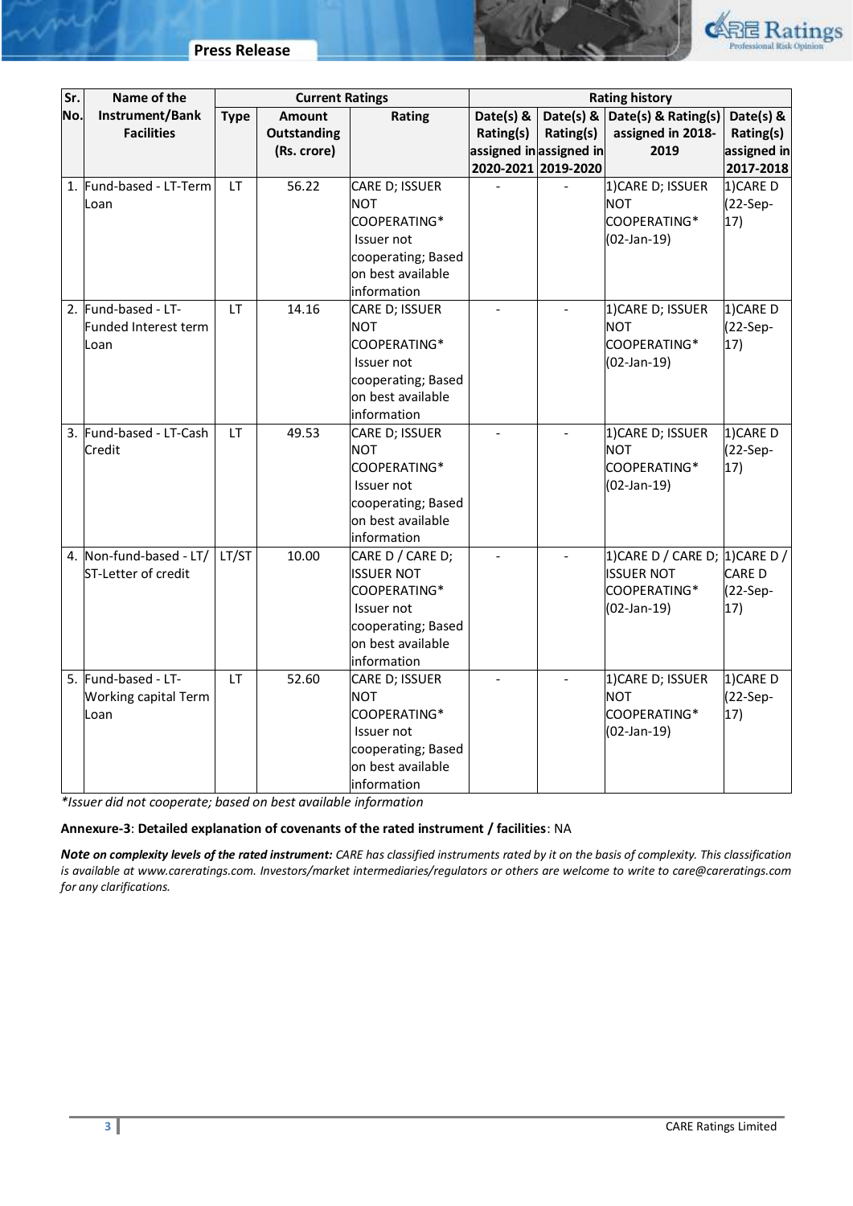| Sr. No. | Name of the Instrument/Bank Facilities | Current Ratings | | | Rating history | | | |
|---|---|---|---|---|---|---|---|---|
| | | Type | Amount Outstanding (Rs. crore) | Rating | Date(s) & Rating(s) assigned in 2020-2021 | Date(s) & Rating(s) assigned in 2019-2020 | Date(s) & Rating(s) assigned in 2018-2019 | Date(s) & Rating(s) assigned in 2017-2018 |
| 1. | Fund-based - LT-Term Loan | LT | 56.22 | CARE D; ISSUER NOT COOPERATING* Issuer not cooperating; Based on best available information | - | - | 1)CARE D; ISSUER NOT COOPERATING* (02-Jan-19) | 1)CARE D (22-Sep-17) |
| 2. | Fund-based - LT-Funded Interest term Loan | LT | 14.16 | CARE D; ISSUER NOT COOPERATING* Issuer not cooperating; Based on best available information | - | - | 1)CARE D; ISSUER NOT COOPERATING* (02-Jan-19) | 1)CARE D (22-Sep-17) |
| 3. | Fund-based - LT-Cash Credit | LT | 49.53 | CARE D; ISSUER NOT COOPERATING* Issuer not cooperating; Based on best available information | - | - | 1)CARE D; ISSUER NOT COOPERATING* (02-Jan-19) | 1)CARE D (22-Sep-17) |
| 4. | Non-fund-based - LT/ ST-Letter of credit | LT/ST | 10.00 | CARE D / CARE D; ISSUER NOT COOPERATING* Issuer not cooperating; Based on best available information | - | - | 1)CARE D / CARE D; ISSUER NOT COOPERATING* (02-Jan-19) | 1)CARE D / CARE D (22-Sep-17) |
| 5. | Fund-based - LT-Working capital Term Loan | LT | 52.60 | CARE D; ISSUER NOT COOPERATING* Issuer not cooperating; Based on best available information | - | - | 1)CARE D; ISSUER NOT COOPERATING* (02-Jan-19) | 1)CARE D (22-Sep-17) |

*\*Issuer did not cooperate; based on best available information*

**Annexure-3**: **Detailed explanation of covenants of the rated instrument / facilities**: NA

***Note** on complexity levels of the rated instrument: CARE has classified instruments rated by it on the basis of complexity. This classification is available at www.careratings.com. Investors/market intermediaries/regulators or others are welcome to write to care@careratings.com for any clarifications.*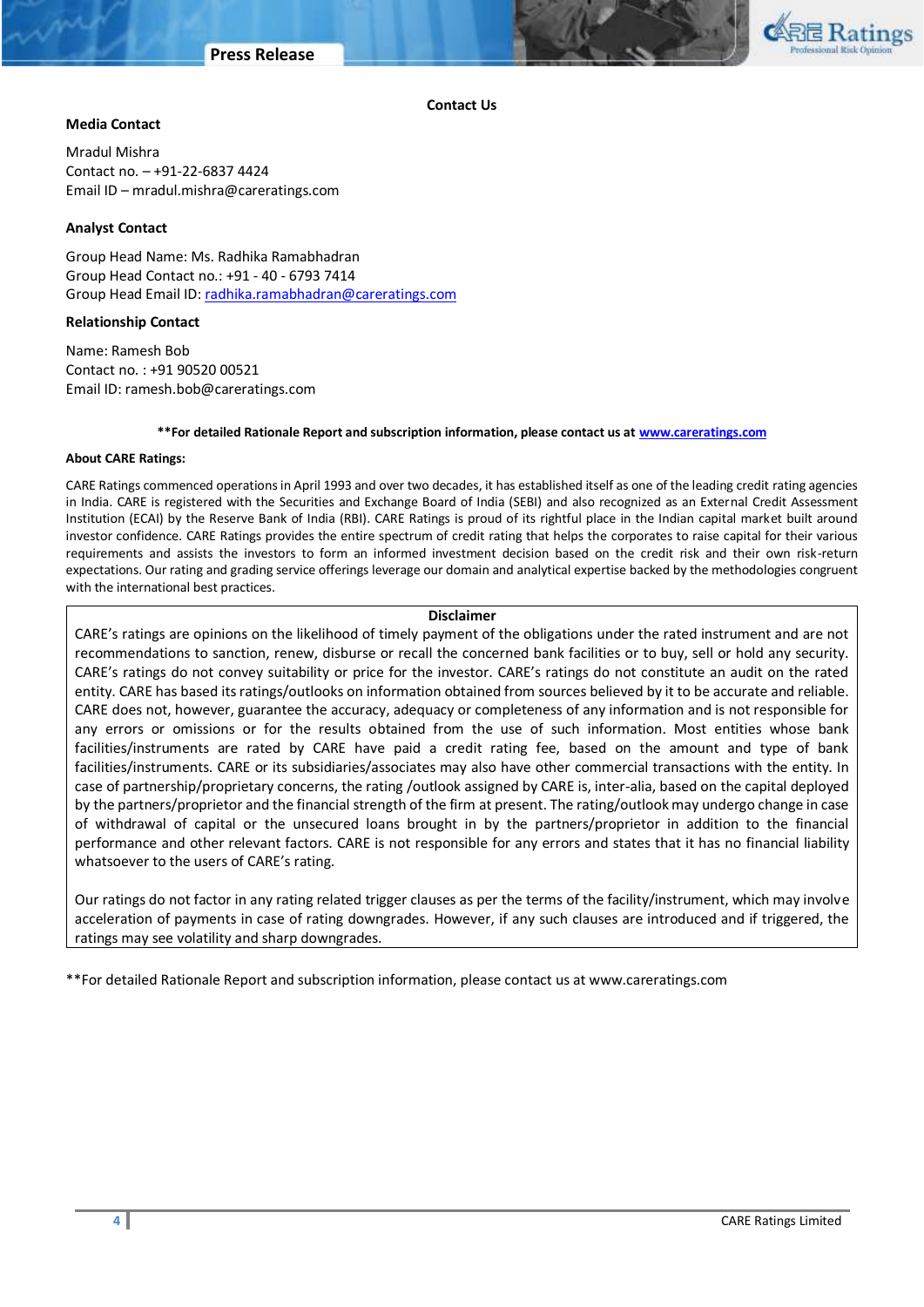**Contact Us**

**Media Contact**

Mradul Mishra
Contact no. – +91-22-6837 4424
Email ID – mradul.mishra@careratings.com

**Analyst Contact**

Group Head Name: Ms. Radhika Ramabhadran
Group Head Contact no.: +91 - 40 - 6793 7414
Group Head Email ID: radhika.ramabhadran@careratings.com

**Relationship Contact**

Name: Ramesh Bob
Contact no. : +91 90520 00521
Email ID: ramesh.bob@careratings.com

**\*\*For detailed Rationale Report and subscription information, please contact us at www.careratings.com**

**About CARE Ratings:**

CARE Ratings commenced operations in April 1993 and over two decades, it has established itself as one of the leading credit rating agencies in India. CARE is registered with the Securities and Exchange Board of India (SEBI) and also recognized as an External Credit Assessment Institution (ECAI) by the Reserve Bank of India (RBI). CARE Ratings is proud of its rightful place in the Indian capital market built around investor confidence. CARE Ratings provides the entire spectrum of credit rating that helps the corporates to raise capital for their various requirements and assists the investors to form an informed investment decision based on the credit risk and their own risk-return expectations. Our rating and grading service offerings leverage our domain and analytical expertise backed by the methodologies congruent with the international best practices.

**Disclaimer**

CARE's ratings are opinions on the likelihood of timely payment of the obligations under the rated instrument and are not recommendations to sanction, renew, disburse or recall the concerned bank facilities or to buy, sell or hold any security. CARE's ratings do not convey suitability or price for the investor. CARE's ratings do not constitute an audit on the rated entity. CARE has based its ratings/outlooks on information obtained from sources believed by it to be accurate and reliable. CARE does not, however, guarantee the accuracy, adequacy or completeness of any information and is not responsible for any errors or omissions or for the results obtained from the use of such information. Most entities whose bank facilities/instruments are rated by CARE have paid a credit rating fee, based on the amount and type of bank facilities/instruments. CARE or its subsidiaries/associates may also have other commercial transactions with the entity. In case of partnership/proprietary concerns, the rating /outlook assigned by CARE is, inter-alia, based on the capital deployed by the partners/proprietor and the financial strength of the firm at present. The rating/outlook may undergo change in case of withdrawal of capital or the unsecured loans brought in by the partners/proprietor in addition to the financial performance and other relevant factors. CARE is not responsible for any errors and states that it has no financial liability whatsoever to the users of CARE's rating.

Our ratings do not factor in any rating related trigger clauses as per the terms of the facility/instrument, which may involve acceleration of payments in case of rating downgrades. However, if any such clauses are introduced and if triggered, the ratings may see volatility and sharp downgrades.

**For detailed Rationale Report and subscription information, please contact us at www.careratings.com